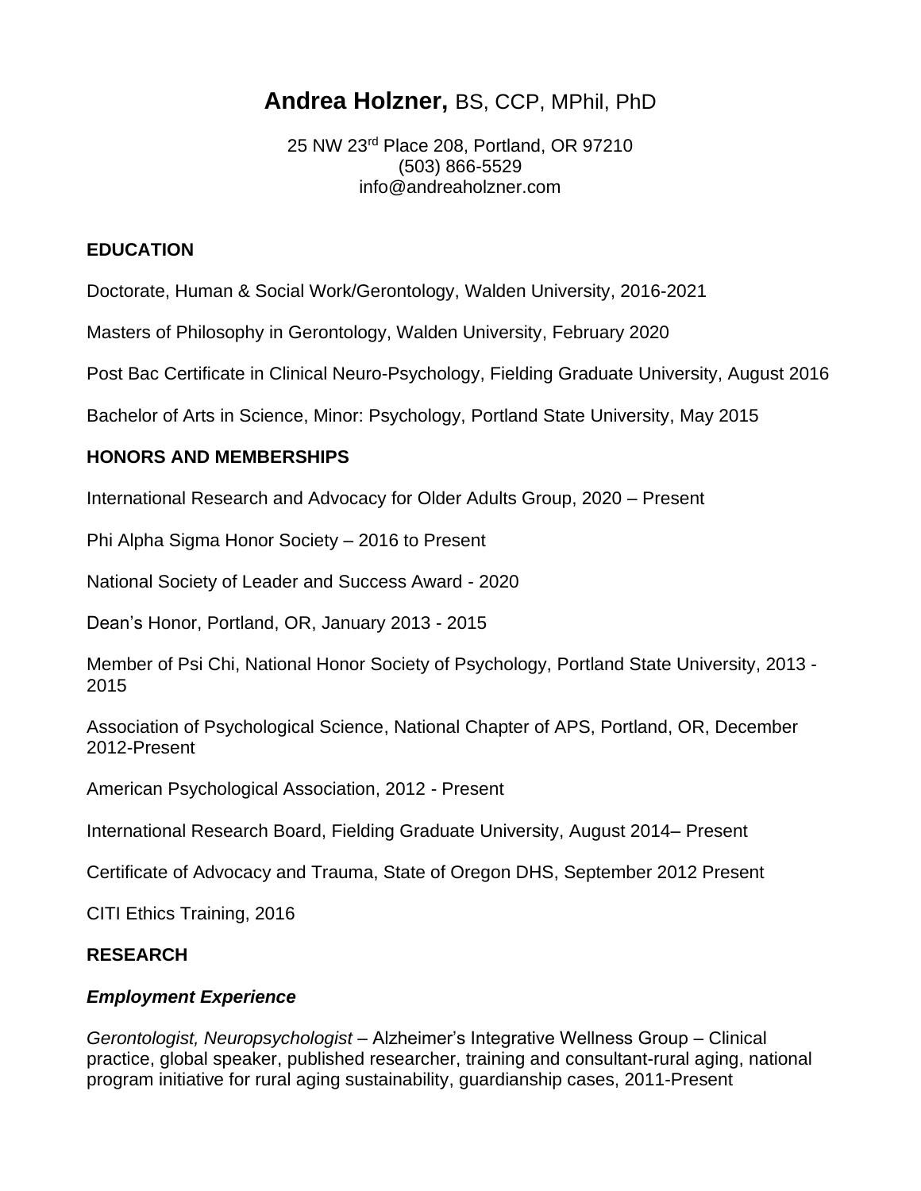# **Andrea Holzner,** BS, CCP, MPhil, PhD

25 NW 23rd Place 208, Portland, OR 97210
(503) 866-5529
info@andreaholzner.com

## EDUCATION

Doctorate, Human & Social Work/Gerontology, Walden University, 2016-2021

Masters of Philosophy in Gerontology, Walden University, February 2020

Post Bac Certificate in Clinical Neuro-Psychology, Fielding Graduate University, August 2016

Bachelor of Arts in Science, Minor: Psychology, Portland State University, May 2015

## HONORS AND MEMBERSHIPS

International Research and Advocacy for Older Adults Group, 2020 – Present

Phi Alpha Sigma Honor Society – 2016 to Present

National Society of Leader and Success Award - 2020

Dean's Honor, Portland, OR, January 2013 - 2015

Member of Psi Chi, National Honor Society of Psychology, Portland State University, 2013 - 2015

Association of Psychological Science, National Chapter of APS, Portland, OR, December 2012-Present

American Psychological Association, 2012 - Present

International Research Board, Fielding Graduate University, August 2014– Present

Certificate of Advocacy and Trauma, State of Oregon DHS, September 2012 Present

CITI Ethics Training, 2016

## RESEARCH

### *Employment Experience*

*Gerontologist, Neuropsychologist* – Alzheimer's Integrative Wellness Group – Clinical practice, global speaker, published researcher, training and consultant-rural aging, national program initiative for rural aging sustainability, guardianship cases, 2011-Present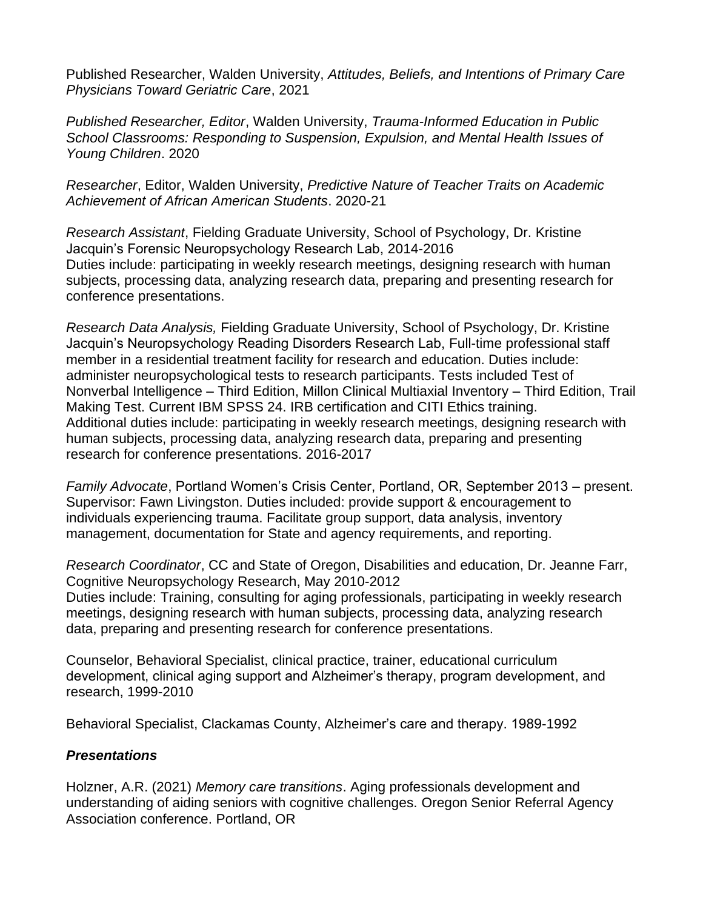Published Researcher, Walden University, *Attitudes, Beliefs, and Intentions of Primary Care Physicians Toward Geriatric Care*, 2021

*Published Researcher, Editor*, Walden University, *Trauma-Informed Education in Public School Classrooms: Responding to Suspension, Expulsion, and Mental Health Issues of Young Children*. 2020

*Researcher*, Editor, Walden University, *Predictive Nature of Teacher Traits on Academic Achievement of African American Students*. 2020-21

*Research Assistant*, Fielding Graduate University, School of Psychology, Dr. Kristine Jacquin's Forensic Neuropsychology Research Lab, 2014-2016
Duties include: participating in weekly research meetings, designing research with human subjects, processing data, analyzing research data, preparing and presenting research for conference presentations.

*Research Data Analysis,* Fielding Graduate University, School of Psychology, Dr. Kristine Jacquin's Neuropsychology Reading Disorders Research Lab, Full-time professional staff member in a residential treatment facility for research and education. Duties include: administer neuropsychological tests to research participants. Tests included Test of Nonverbal Intelligence – Third Edition, Millon Clinical Multiaxial Inventory – Third Edition, Trail Making Test. Current IBM SPSS 24. IRB certification and CITI Ethics training.
Additional duties include: participating in weekly research meetings, designing research with human subjects, processing data, analyzing research data, preparing and presenting research for conference presentations. 2016-2017

*Family Advocate*, Portland Women's Crisis Center, Portland, OR, September 2013 – present. Supervisor: Fawn Livingston. Duties included: provide support & encouragement to individuals experiencing trauma. Facilitate group support, data analysis, inventory management, documentation for State and agency requirements, and reporting.

*Research Coordinator*, CC and State of Oregon, Disabilities and education, Dr. Jeanne Farr, Cognitive Neuropsychology Research, May 2010-2012
Duties include: Training, consulting for aging professionals, participating in weekly research meetings, designing research with human subjects, processing data, analyzing research data, preparing and presenting research for conference presentations.

Counselor, Behavioral Specialist, clinical practice, trainer, educational curriculum development, clinical aging support and Alzheimer's therapy, program development, and research, 1999-2010

Behavioral Specialist, Clackamas County, Alzheimer's care and therapy. 1989-1992

### *Presentations*

Holzner, A.R. (2021) *Memory care transitions*. Aging professionals development and understanding of aiding seniors with cognitive challenges. Oregon Senior Referral Agency Association conference. Portland, OR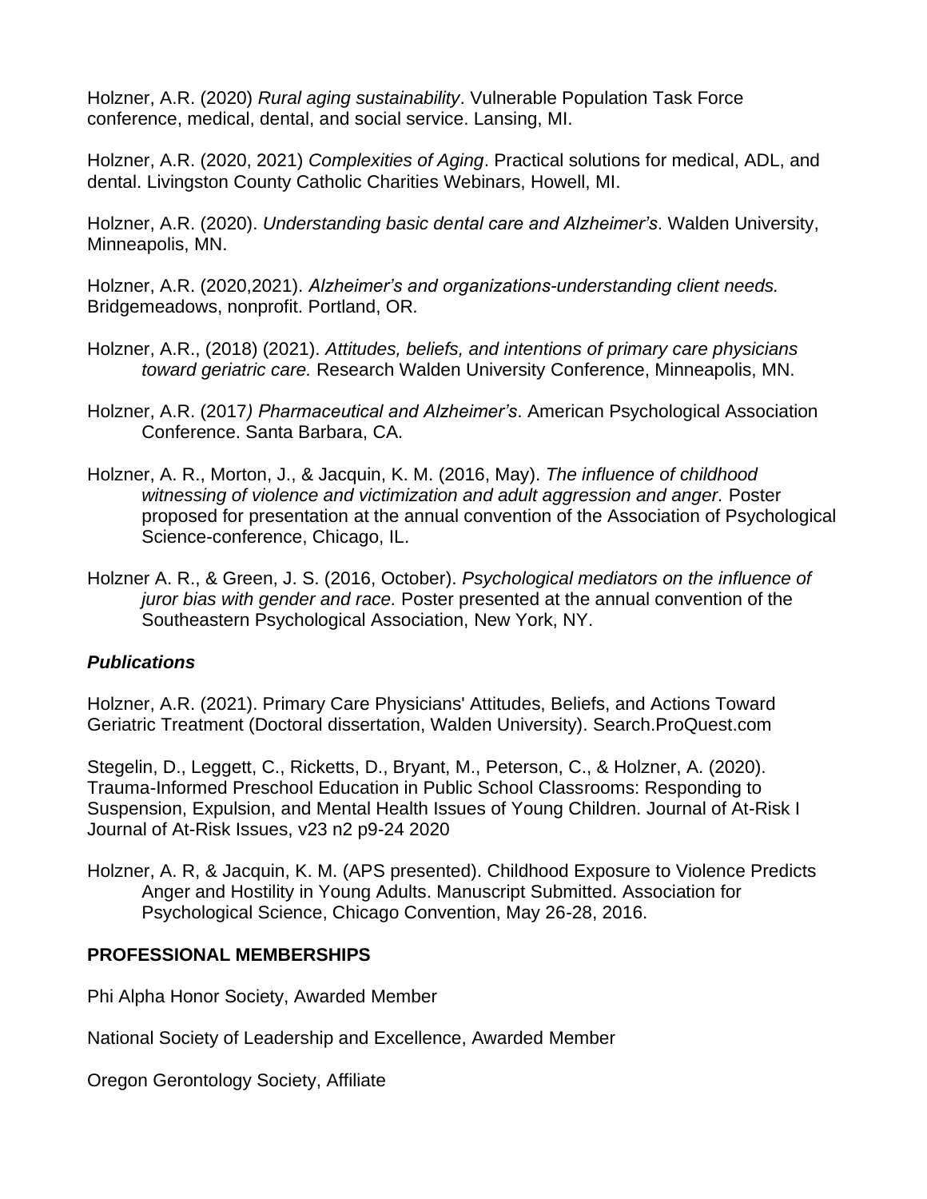Holzner, A.R. (2020) *Rural aging sustainability*. Vulnerable Population Task Force conference, medical, dental, and social service. Lansing, MI.

Holzner, A.R. (2020, 2021) *Complexities of Aging*. Practical solutions for medical, ADL, and dental. Livingston County Catholic Charities Webinars, Howell, MI.

Holzner, A.R. (2020). *Understanding basic dental care and Alzheimer's*. Walden University, Minneapolis, MN.

Holzner, A.R. (2020,2021). *Alzheimer's and organizations-understanding client needs.* Bridgemeadows, nonprofit. Portland, OR.

Holzner, A.R., (2018) (2021). *Attitudes, beliefs, and intentions of primary care physicians toward geriatric care.* Research Walden University Conference, Minneapolis, MN.

Holzner, A.R. (2017*) Pharmaceutical and Alzheimer's*. American Psychological Association Conference. Santa Barbara, CA.

Holzner, A. R., Morton, J., & Jacquin, K. M. (2016, May). *The influence of childhood witnessing of violence and victimization and adult aggression and anger.* Poster proposed for presentation at the annual convention of the Association of Psychological Science-conference, Chicago, IL.

Holzner A. R., & Green, J. S. (2016, October). *Psychological mediators on the influence of juror bias with gender and race.* Poster presented at the annual convention of the Southeastern Psychological Association, New York, NY.

***Publications***

Holzner, A.R. (2021). Primary Care Physicians' Attitudes, Beliefs, and Actions Toward Geriatric Treatment (Doctoral dissertation, Walden University). Search.ProQuest.com

Stegelin, D., Leggett, C., Ricketts, D., Bryant, M., Peterson, C., & Holzner, A. (2020). Trauma-Informed Preschool Education in Public School Classrooms: Responding to Suspension, Expulsion, and Mental Health Issues of Young Children. Journal of At-Risk I Journal of At-Risk Issues, v23 n2 p9-24 2020

Holzner, A. R, & Jacquin, K. M. (APS presented). Childhood Exposure to Violence Predicts Anger and Hostility in Young Adults. Manuscript Submitted. Association for Psychological Science, Chicago Convention, May 26-28, 2016.

## PROFESSIONAL MEMBERSHIPS

Phi Alpha Honor Society, Awarded Member

National Society of Leadership and Excellence, Awarded Member

Oregon Gerontology Society, Affiliate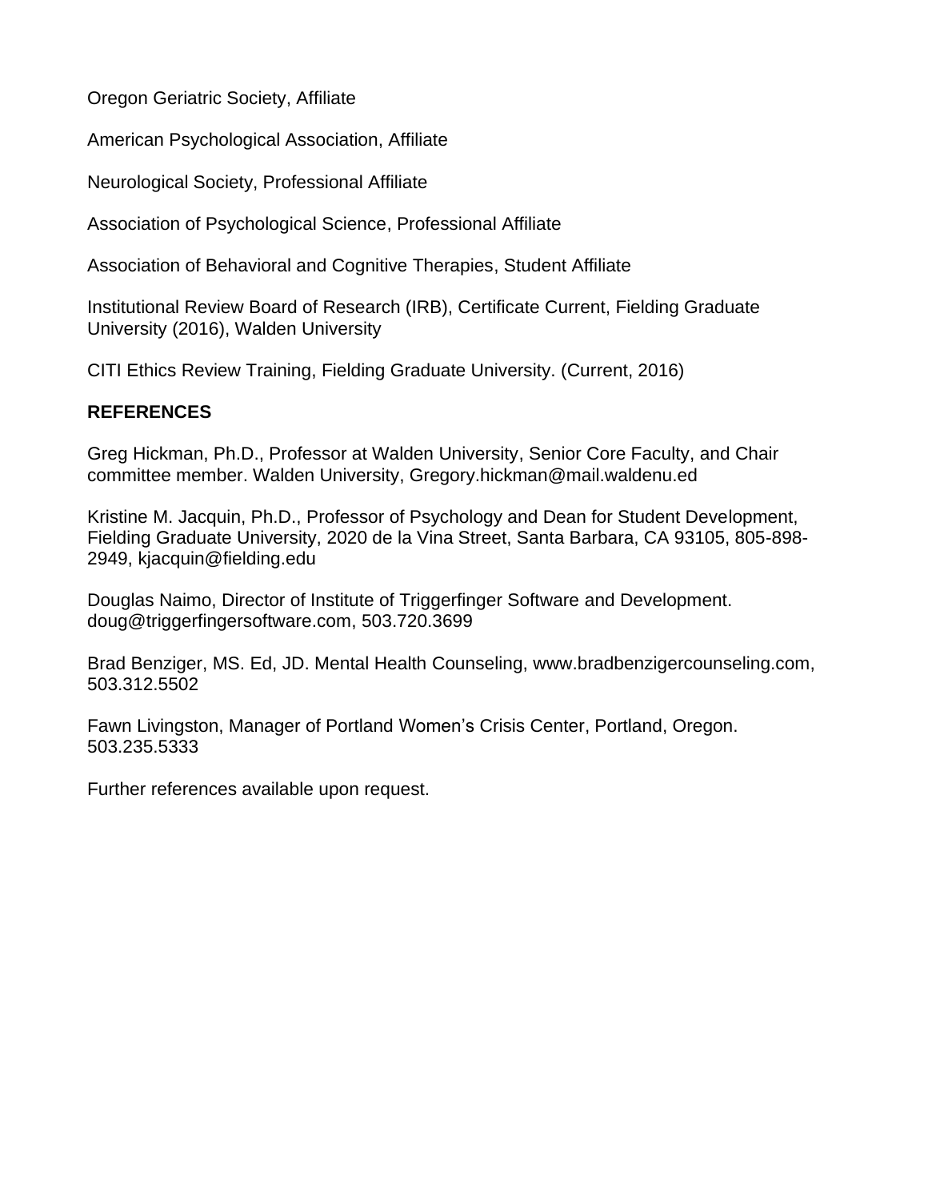Oregon Geriatric Society, Affiliate

American Psychological Association, Affiliate

Neurological Society, Professional Affiliate

Association of Psychological Science, Professional Affiliate

Association of Behavioral and Cognitive Therapies, Student Affiliate

Institutional Review Board of Research (IRB), Certificate Current, Fielding Graduate University (2016), Walden University

CITI Ethics Review Training, Fielding Graduate University. (Current, 2016)

## REFERENCES

Greg Hickman, Ph.D., Professor at Walden University, Senior Core Faculty, and Chair committee member. Walden University, Gregory.hickman@mail.waldenu.ed

Kristine M. Jacquin, Ph.D., Professor of Psychology and Dean for Student Development, Fielding Graduate University, 2020 de la Vina Street, Santa Barbara, CA 93105, 805-898-2949, kjacquin@fielding.edu

Douglas Naimo, Director of Institute of Triggerfinger Software and Development. doug@triggerfingersoftware.com, 503.720.3699

Brad Benziger, MS. Ed, JD. Mental Health Counseling, www.bradbenzigercounseling.com, 503.312.5502

Fawn Livingston, Manager of Portland Women's Crisis Center, Portland, Oregon. 503.235.5333

Further references available upon request.